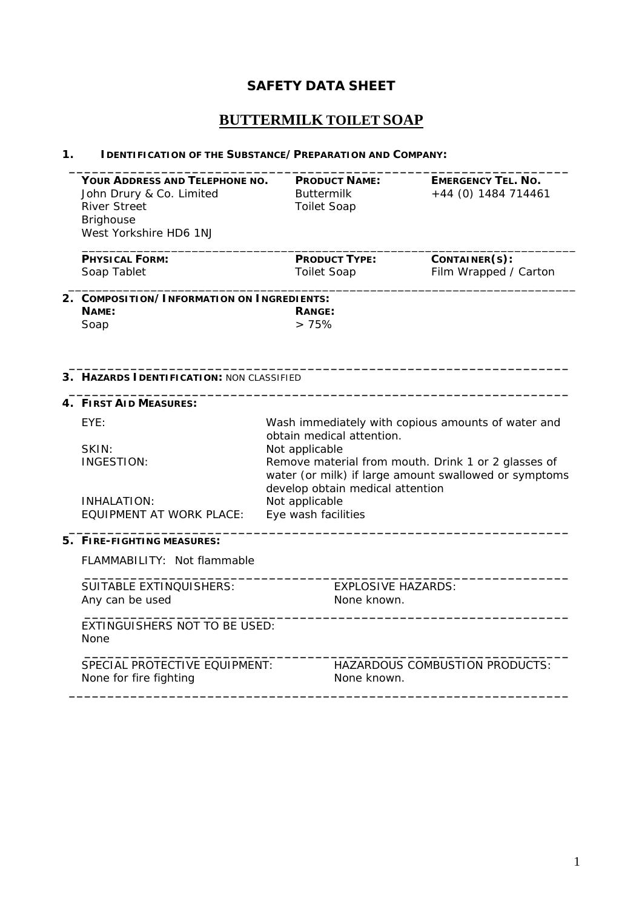# SAFETY DATA SHEET

## BUTTERMILK TOILET SOAP

### 1. IDENTIFICATION OF THE SUBSTANCE/PREPARATION AND COMPANY:

| YOUR ADDRESS AND TELEPHONE NO. | PRODUCT NAME: | EMERGENCY TEL. NO. |
|---|---|---|
| John Drury & Co. Limited<br>River Street<br>Brighouse<br>West Yorkshire HD6 1NJ | Buttermilk<br>Toilet Soap | +44 (0) 1484 714461 |
| **PHYSICAL FORM:** | **PRODUCT TYPE:** | **CONTAINER(S):** |
| Soap Tablet | Toilet Soap | Film Wrapped / Carton |

### 2. COMPOSITION/INFORMATION ON INGREDIENTS:

| NAME: | RANGE: |
|---|---|
| Soap | > 75% |

### 3. HAZARDS IDENTIFICATION: NON CLASSIFIED

### 4. FIRST AID MEASURES:

| | |
|---|---|
| EYE: | Wash immediately with copious amounts of water and obtain medical attention. |
| SKIN: | Not applicable |
| INGESTION: | Remove material from mouth. Drink 1 or 2 glasses of water (or milk) if large amount swallowed or symptoms develop obtain medical attention |
| INHALATION: | Not applicable |
| EQUIPMENT AT WORK PLACE: | Eye wash facilities |

### 5. FIRE-FIGHTING MEASURES:

FLAMMABILITY: Not flammable

| | |
|---|---|
| SUITABLE EXTINQUISHERS:<br>Any can be used | EXPLOSIVE HAZARDS:<br>None known. |
| EXTINGUISHERS NOT TO BE USED:<br>None | |
| SPECIAL PROTECTIVE EQUIPMENT:<br>None for fire fighting | HAZARDOUS COMBUSTION PRODUCTS:<br>None known. |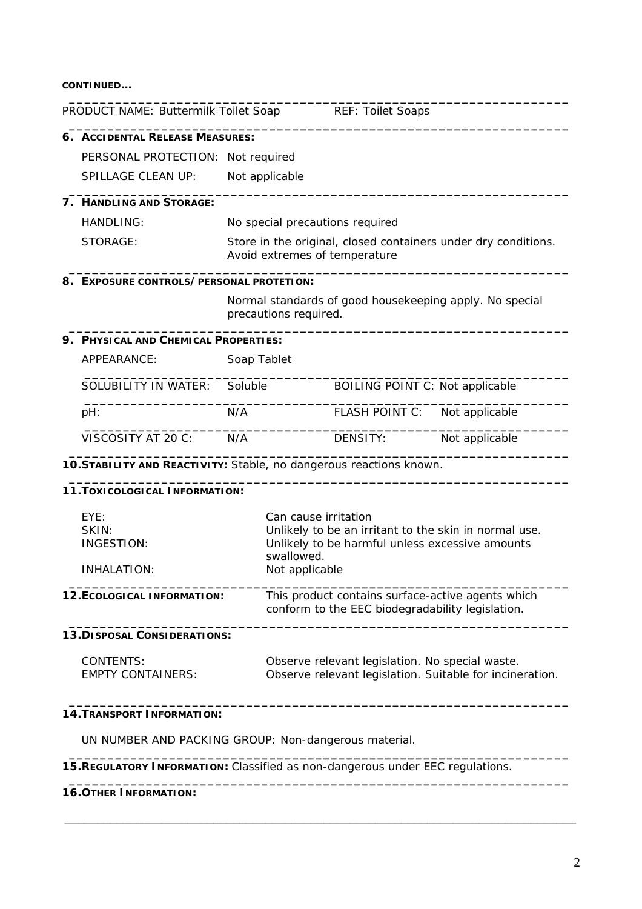**CONTINUED...**

PRODUCT NAME: Buttermilk Toilet Soap    REF: Toilet Soaps

## 6. ACCIDENTAL RELEASE MEASURES:

PERSONAL PROTECTION: Not required

SPILLAGE CLEAN UP: Not applicable

## 7. HANDLING AND STORAGE:

HANDLING: No special precautions required

STORAGE: Store in the original, closed containers under dry conditions. Avoid extremes of temperature

## 8. EXPOSURE CONTROLS/PERSONAL PROTETION:

Normal standards of good housekeeping apply. No special precautions required.

## 9. PHYSICAL AND CHEMICAL PROPERTIES:

| | | | |
|---|---|---|---|
| APPEARANCE: | Soap Tablet | | |
| SOLUBILITY IN WATER: | Soluble | BOILING POINT C: | Not applicable |
| pH: | N/A | FLASH POINT C: | Not applicable |
| VISCOSITY AT 20 C: | N/A | DENSITY: | Not applicable |

## 10. STABILITY AND REACTIVITY: Stable, no dangerous reactions known.

## 11. TOXICOLOGICAL INFORMATION:

EYE: Can cause irritation

SKIN: Unlikely to be an irritant to the skin in normal use.

INGESTION: Unlikely to be harmful unless excessive amounts swallowed.

INHALATION: Not applicable

## 12. ECOLOGICAL INFORMATION:

This product contains surface-active agents which conform to the EEC biodegradability legislation.

## 13. DISPOSAL CONSIDERATIONS:

CONTENTS: Observe relevant legislation. No special waste.

EMPTY CONTAINERS: Observe relevant legislation. Suitable for incineration.

## 14. TRANSPORT INFORMATION:

UN NUMBER AND PACKING GROUP: Non-dangerous material.

## 15. REGULATORY INFORMATION: Classified as non-dangerous under EEC regulations.

## 16. OTHER INFORMATION: